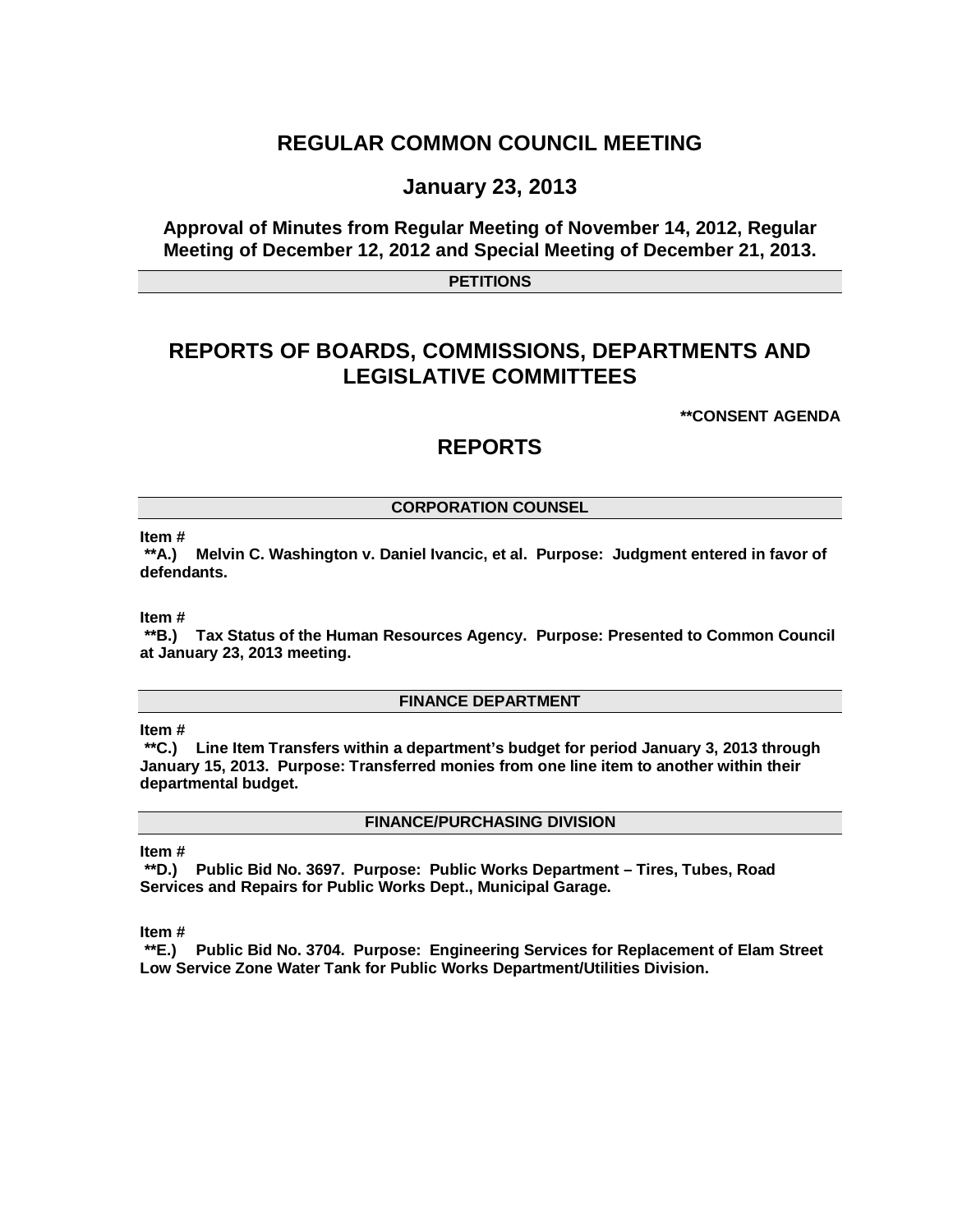# REGULAR COMMON COUNCIL MEETING

## January 23, 2013

### Approval of Minutes from Regular Meeting of November 14, 2012, Regular Meeting of December 12, 2012 and Special Meeting of December 21, 2013.

**PETITIONS**

# REPORTS OF BOARDS, COMMISSIONS, DEPARTMENTS AND LEGISLATIVE COMMITTEES

****CONSENT AGENDA**

## REPORTS

**CORPORATION COUNSEL**

**Item #**
**\*\*A.) Melvin C. Washington v. Daniel Ivancic, et al. Purpose: Judgment entered in favor of defendants.**

**Item #**
**\*\*B.) Tax Status of the Human Resources Agency. Purpose: Presented to Common Council at January 23, 2013 meeting.**

**FINANCE DEPARTMENT**

**Item #**
**\*\*C.) Line Item Transfers within a department's budget for period January 3, 2013 through January 15, 2013. Purpose: Transferred monies from one line item to another within their departmental budget.**

**FINANCE/PURCHASING DIVISION**

**Item #**
**\*\*D.) Public Bid No. 3697. Purpose: Public Works Department – Tires, Tubes, Road Services and Repairs for Public Works Dept., Municipal Garage.**

**Item #**
**\*\*E.) Public Bid No. 3704. Purpose: Engineering Services for Replacement of Elam Street Low Service Zone Water Tank for Public Works Department/Utilities Division.**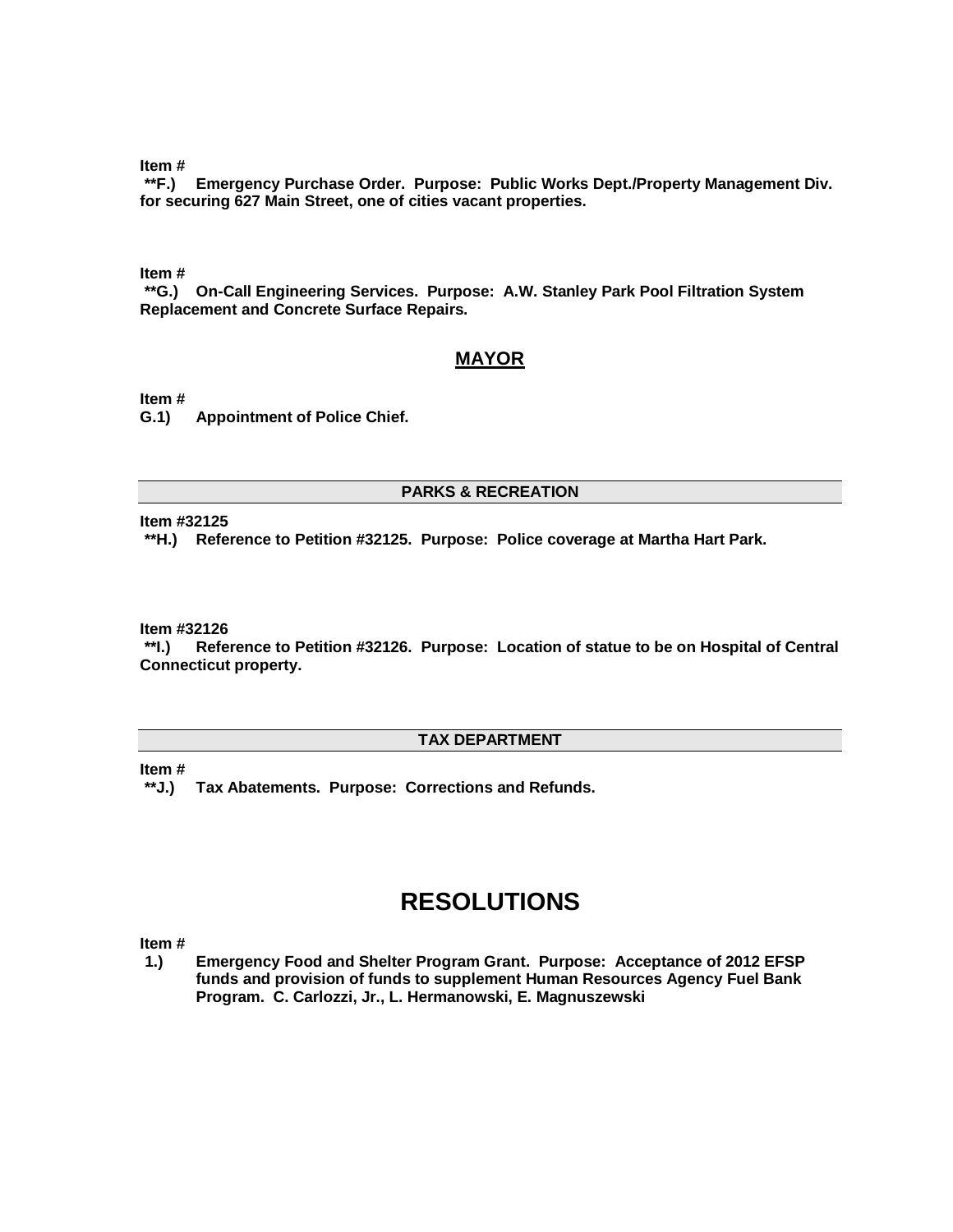**Item #**
**\*\*F.) Emergency Purchase Order. Purpose: Public Works Dept./Property Management Div. for securing 627 Main Street, one of cities vacant properties.**

**Item #**
**\*\*G.) On-Call Engineering Services. Purpose: A.W. Stanley Park Pool Filtration System Replacement and Concrete Surface Repairs.**

## MAYOR

**Item #**
**G.1) Appointment of Police Chief.**

### PARKS & RECREATION

**Item #32125**
**\*\*H.) Reference to Petition #32125. Purpose: Police coverage at Martha Hart Park.**

**Item #32126**
**\*\*I.) Reference to Petition #32126. Purpose: Location of statue to be on Hospital of Central Connecticut property.**

### TAX DEPARTMENT

**Item #**
**\*\*J.) Tax Abatements. Purpose: Corrections and Refunds.**

# RESOLUTIONS

**Item #**
**1.) Emergency Food and Shelter Program Grant. Purpose: Acceptance of 2012 EFSP funds and provision of funds to supplement Human Resources Agency Fuel Bank Program. C. Carlozzi, Jr., L. Hermanowski, E. Magnuszewski**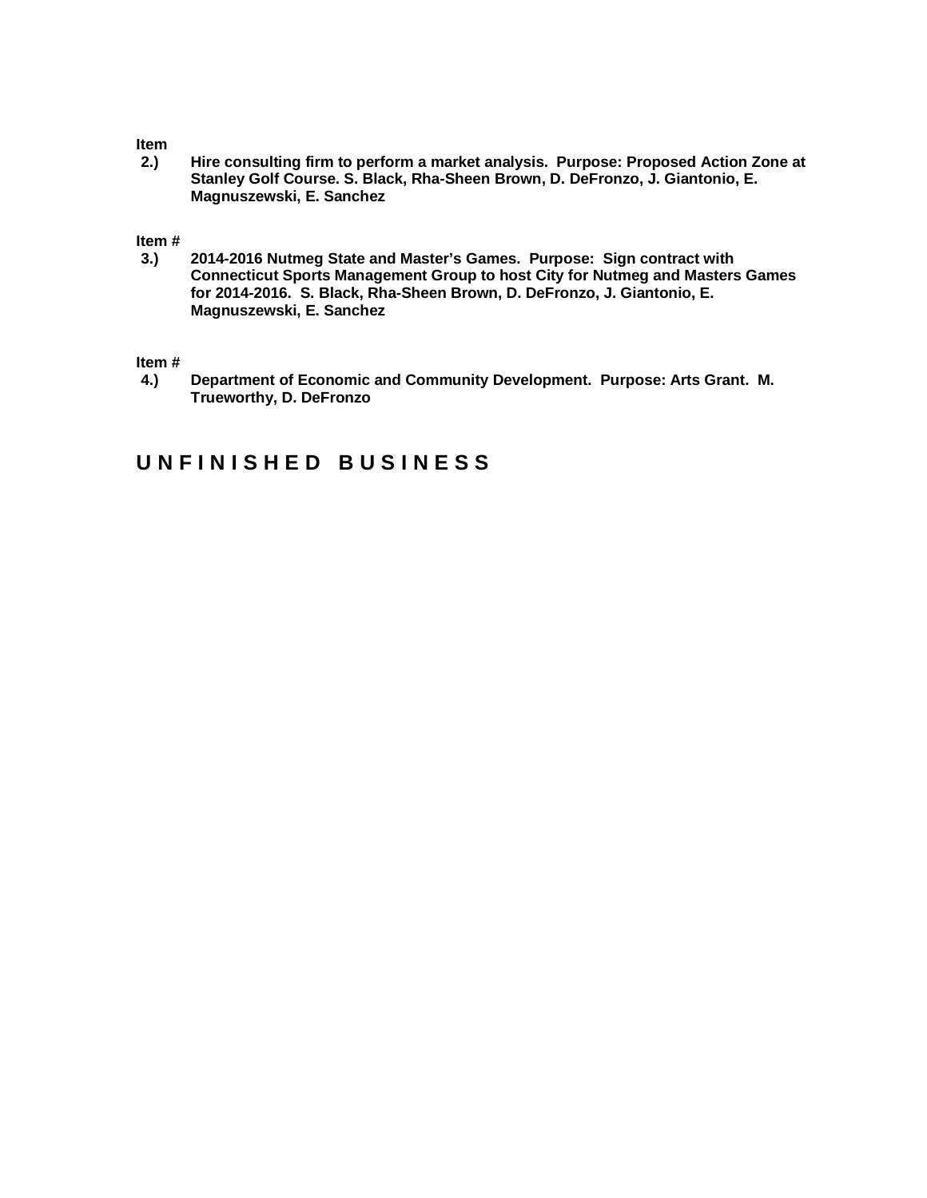**Item**
**2.)** **Hire consulting firm to perform a market analysis. Purpose: Proposed Action Zone at Stanley Golf Course. S. Black, Rha-Sheen Brown, D. DeFronzo, J. Giantonio, E. Magnuszewski, E. Sanchez**

**Item #**
**3.)** **2014-2016 Nutmeg State and Master's Games. Purpose: Sign contract with Connecticut Sports Management Group to host City for Nutmeg and Masters Games for 2014-2016. S. Black, Rha-Sheen Brown, D. DeFronzo, J. Giantonio, E. Magnuszewski, E. Sanchez**

**Item #**
**4.)** **Department of Economic and Community Development. Purpose: Arts Grant. M. Trueworthy, D. DeFronzo**

## U N F I N I S H E D B U S I N E S S